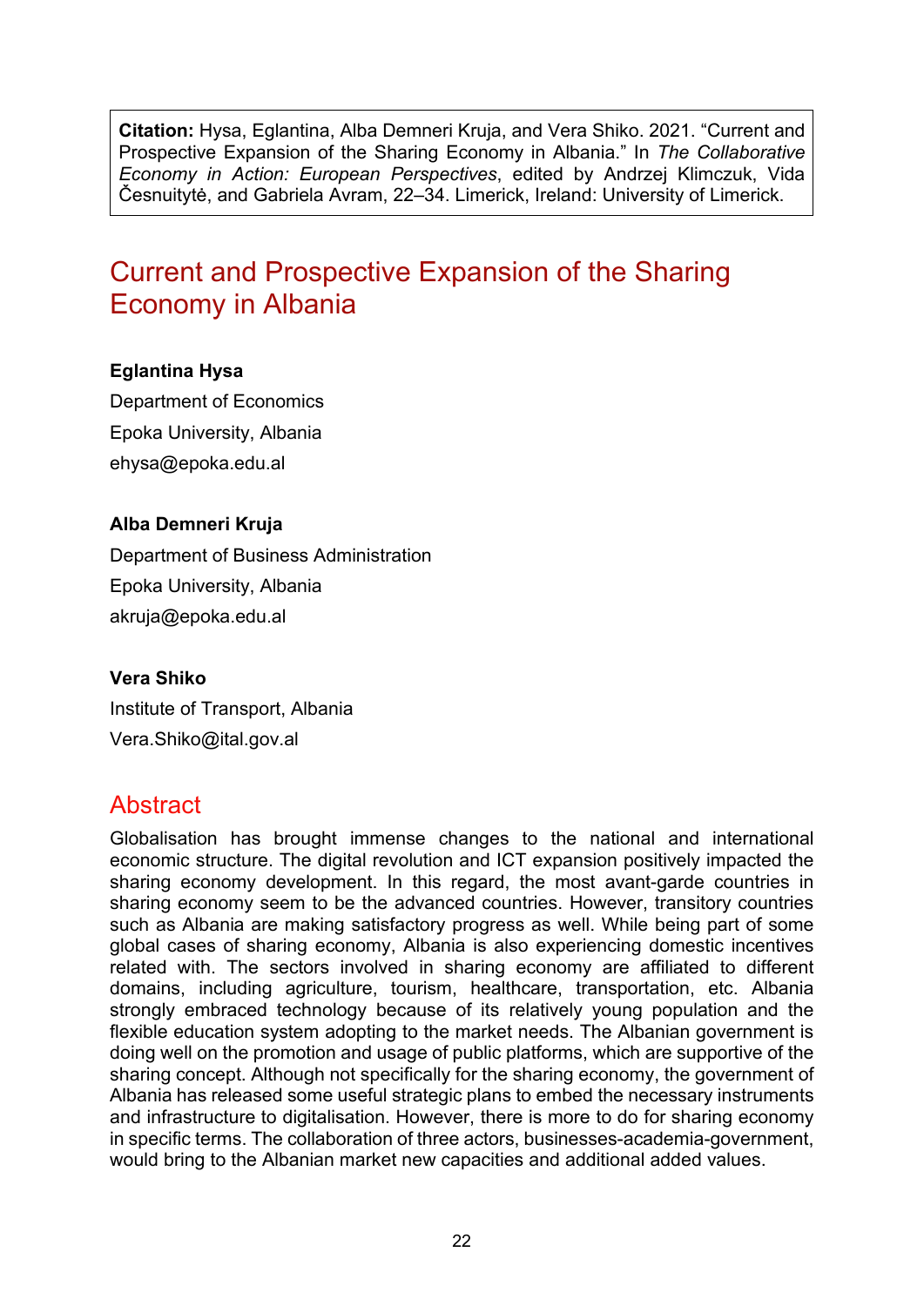**Citation:** Hysa, Eglantina, Alba Demneri Kruja, and Vera Shiko. 2021. "Current and Prospective Expansion of the Sharing Economy in Albania." In *The Collaborative Economy in Action: European Perspectives*, edited by Andrzej Klimczuk, Vida Česnuitytė, and Gabriela Avram, 22–34. Limerick, Ireland: University of Limerick.

# Current and Prospective Expansion of the Sharing Economy in Albania

**Eglantina Hysa**

Department of Economics

Epoka University, Albania

ehysa@epoka.edu.al

**Alba Demneri Kruja**

Department of Business Administration

Epoka University, Albania

akruja@epoka.edu.al

**Vera Shiko**

Institute of Transport, Albania

Vera.Shiko@ital.gov.al

## Abstract

Globalisation has brought immense changes to the national and international economic structure. The digital revolution and ICT expansion positively impacted the sharing economy development. In this regard, the most avant-garde countries in sharing economy seem to be the advanced countries. However, transitory countries such as Albania are making satisfactory progress as well. While being part of some global cases of sharing economy, Albania is also experiencing domestic incentives related with. The sectors involved in sharing economy are affiliated to different domains, including agriculture, tourism, healthcare, transportation, etc. Albania strongly embraced technology because of its relatively young population and the flexible education system adopting to the market needs. The Albanian government is doing well on the promotion and usage of public platforms, which are supportive of the sharing concept. Although not specifically for the sharing economy, the government of Albania has released some useful strategic plans to embed the necessary instruments and infrastructure to digitalisation. However, there is more to do for sharing economy in specific terms. The collaboration of three actors, businesses-academia-government, would bring to the Albanian market new capacities and additional added values.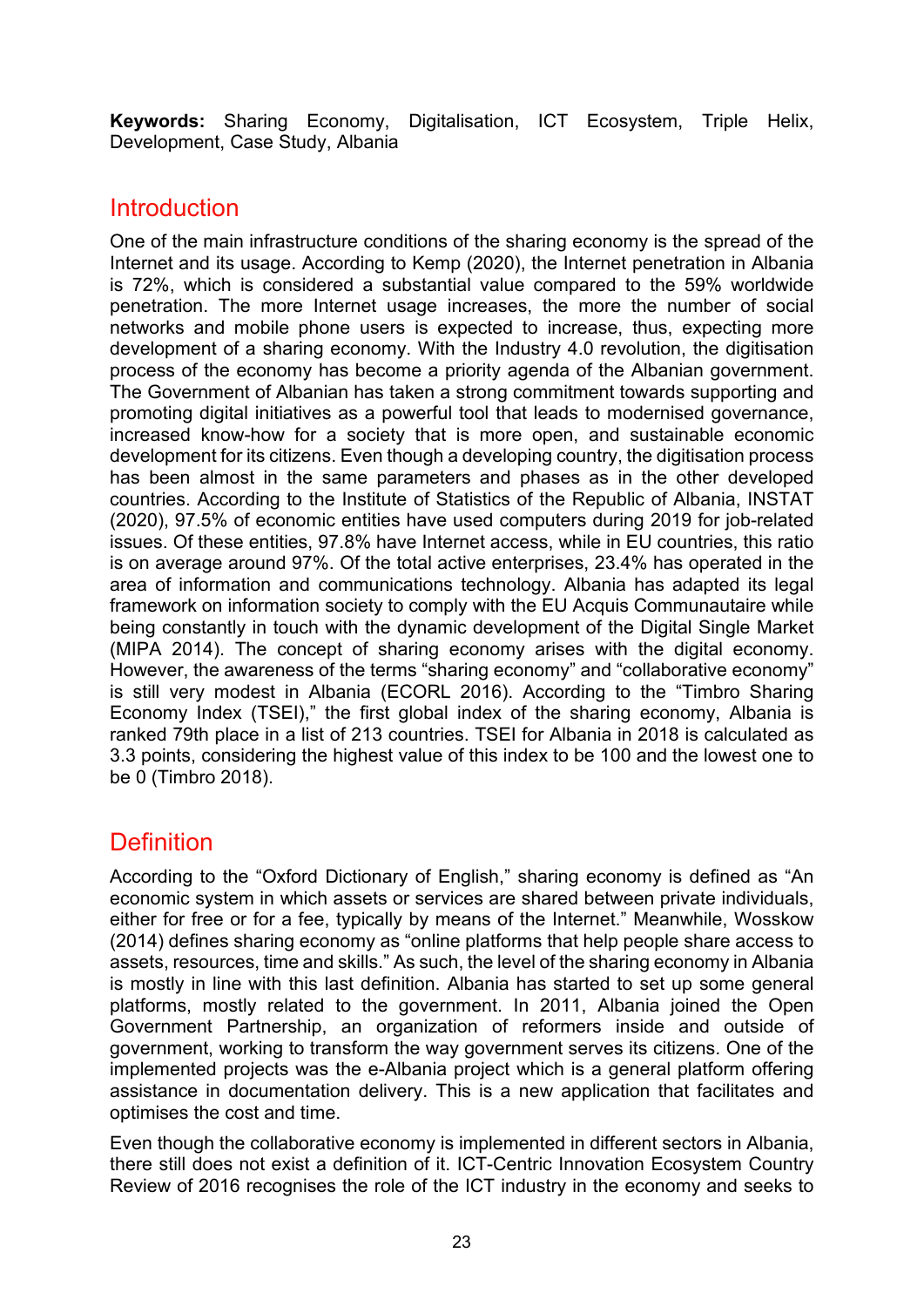**Keywords:** Sharing Economy, Digitalisation, ICT Ecosystem, Triple Helix, Development, Case Study, Albania

## Introduction

One of the main infrastructure conditions of the sharing economy is the spread of the Internet and its usage. According to Kemp (2020), the Internet penetration in Albania is 72%, which is considered a substantial value compared to the 59% worldwide penetration. The more Internet usage increases, the more the number of social networks and mobile phone users is expected to increase, thus, expecting more development of a sharing economy. With the Industry 4.0 revolution, the digitisation process of the economy has become a priority agenda of the Albanian government. The Government of Albanian has taken a strong commitment towards supporting and promoting digital initiatives as a powerful tool that leads to modernised governance, increased know-how for a society that is more open, and sustainable economic development for its citizens. Even though a developing country, the digitisation process has been almost in the same parameters and phases as in the other developed countries. According to the Institute of Statistics of the Republic of Albania, INSTAT (2020), 97.5% of economic entities have used computers during 2019 for job-related issues. Of these entities, 97.8% have Internet access, while in EU countries, this ratio is on average around 97%. Of the total active enterprises, 23.4% has operated in the area of information and communications technology. Albania has adapted its legal framework on information society to comply with the EU Acquis Communautaire while being constantly in touch with the dynamic development of the Digital Single Market (MIPA 2014). The concept of sharing economy arises with the digital economy. However, the awareness of the terms "sharing economy" and "collaborative economy" is still very modest in Albania (ECORL 2016). According to the "Timbro Sharing Economy Index (TSEI)," the first global index of the sharing economy, Albania is ranked 79th place in a list of 213 countries. TSEI for Albania in 2018 is calculated as 3.3 points, considering the highest value of this index to be 100 and the lowest one to be 0 (Timbro 2018).

## Definition

According to the "Oxford Dictionary of English," sharing economy is defined as "An economic system in which assets or services are shared between private individuals, either for free or for a fee, typically by means of the Internet." Meanwhile, Wosskow (2014) defines sharing economy as "online platforms that help people share access to assets, resources, time and skills." As such, the level of the sharing economy in Albania is mostly in line with this last definition. Albania has started to set up some general platforms, mostly related to the government. In 2011, Albania joined the Open Government Partnership, an organization of reformers inside and outside of government, working to transform the way government serves its citizens. One of the implemented projects was the e-Albania project which is a general platform offering assistance in documentation delivery. This is a new application that facilitates and optimises the cost and time.

Even though the collaborative economy is implemented in different sectors in Albania, there still does not exist a definition of it. ICT-Centric Innovation Ecosystem Country Review of 2016 recognises the role of the ICT industry in the economy and seeks to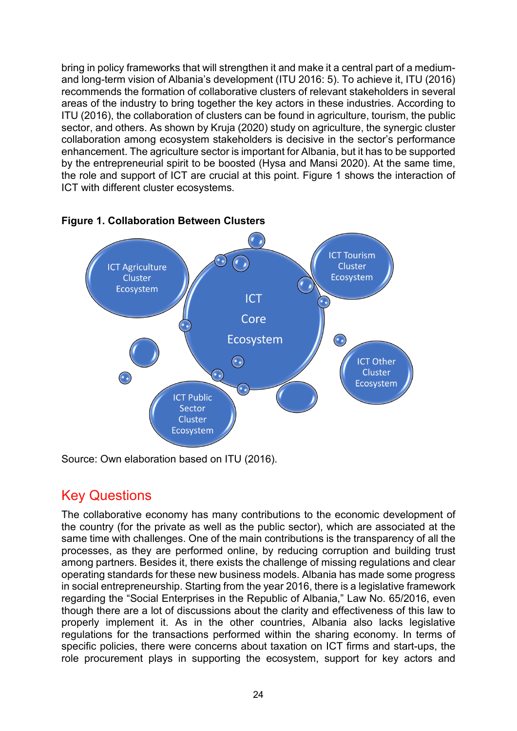bring in policy frameworks that will strengthen it and make it a central part of a medium- and long-term vision of Albania's development (ITU 2016: 5). To achieve it, ITU (2016) recommends the formation of collaborative clusters of relevant stakeholders in several areas of the industry to bring together the key actors in these industries. According to ITU (2016), the collaboration of clusters can be found in agriculture, tourism, the public sector, and others. As shown by Kruja (2020) study on agriculture, the synergic cluster collaboration among ecosystem stakeholders is decisive in the sector's performance enhancement. The agriculture sector is important for Albania, but it has to be supported by the entrepreneurial spirit to be boosted (Hysa and Mansi 2020). At the same time, the role and support of ICT are crucial at this point. Figure 1 shows the interaction of ICT with different cluster ecosystems.

**Figure 1. Collaboration Between Clusters**

ICT Agriculture Cluster Ecosystem

ICT Tourism Cluster Ecosystem

ICT Core Ecosystem

ICT Other Cluster Ecosystem

ICT Public Sector Cluster Ecosystem

Source: Own elaboration based on ITU (2016).

## Key Questions

The collaborative economy has many contributions to the economic development of the country (for the private as well as the public sector), which are associated at the same time with challenges. One of the main contributions is the transparency of all the processes, as they are performed online, by reducing corruption and building trust among partners. Besides it, there exists the challenge of missing regulations and clear operating standards for these new business models. Albania has made some progress in social entrepreneurship. Starting from the year 2016, there is a legislative framework regarding the "Social Enterprises in the Republic of Albania," Law No. 65/2016, even though there are a lot of discussions about the clarity and effectiveness of this law to properly implement it. As in the other countries, Albania also lacks legislative regulations for the transactions performed within the sharing economy. In terms of specific policies, there were concerns about taxation on ICT firms and start-ups, the role procurement plays in supporting the ecosystem, support for key actors and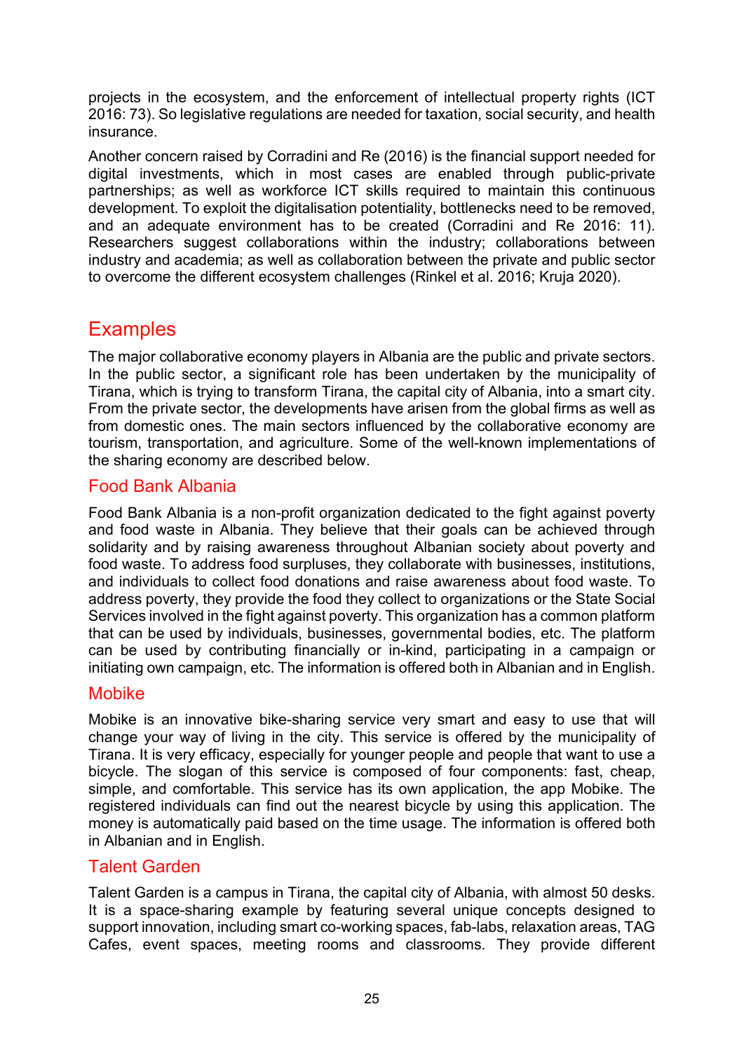projects in the ecosystem, and the enforcement of intellectual property rights (ICT 2016: 73). So legislative regulations are needed for taxation, social security, and health insurance.

Another concern raised by Corradini and Re (2016) is the financial support needed for digital investments, which in most cases are enabled through public-private partnerships; as well as workforce ICT skills required to maintain this continuous development. To exploit the digitalisation potentiality, bottlenecks need to be removed, and an adequate environment has to be created (Corradini and Re 2016: 11). Researchers suggest collaborations within the industry; collaborations between industry and academia; as well as collaboration between the private and public sector to overcome the different ecosystem challenges (Rinkel et al. 2016; Kruja 2020).

## Examples

The major collaborative economy players in Albania are the public and private sectors. In the public sector, a significant role has been undertaken by the municipality of Tirana, which is trying to transform Tirana, the capital city of Albania, into a smart city. From the private sector, the developments have arisen from the global firms as well as from domestic ones. The main sectors influenced by the collaborative economy are tourism, transportation, and agriculture. Some of the well-known implementations of the sharing economy are described below.

### Food Bank Albania

Food Bank Albania is a non-profit organization dedicated to the fight against poverty and food waste in Albania. They believe that their goals can be achieved through solidarity and by raising awareness throughout Albanian society about poverty and food waste. To address food surpluses, they collaborate with businesses, institutions, and individuals to collect food donations and raise awareness about food waste. To address poverty, they provide the food they collect to organizations or the State Social Services involved in the fight against poverty. This organization has a common platform that can be used by individuals, businesses, governmental bodies, etc. The platform can be used by contributing financially or in-kind, participating in a campaign or initiating own campaign, etc. The information is offered both in Albanian and in English.

### Mobike

Mobike is an innovative bike-sharing service very smart and easy to use that will change your way of living in the city. This service is offered by the municipality of Tirana. It is very efficacy, especially for younger people and people that want to use a bicycle. The slogan of this service is composed of four components: fast, cheap, simple, and comfortable. This service has its own application, the app Mobike. The registered individuals can find out the nearest bicycle by using this application. The money is automatically paid based on the time usage. The information is offered both in Albanian and in English.

### Talent Garden

Talent Garden is a campus in Tirana, the capital city of Albania, with almost 50 desks. It is a space-sharing example by featuring several unique concepts designed to support innovation, including smart co-working spaces, fab-labs, relaxation areas, TAG Cafes, event spaces, meeting rooms and classrooms. They provide different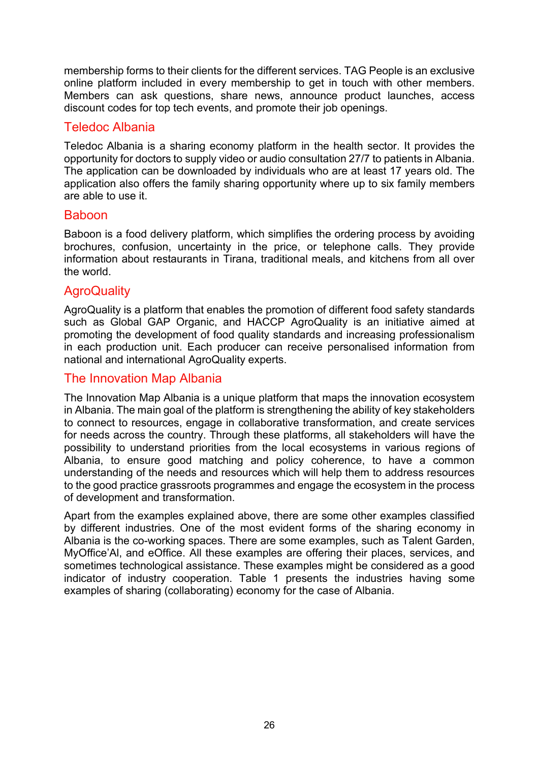membership forms to their clients for the different services. TAG People is an exclusive online platform included in every membership to get in touch with other members. Members can ask questions, share news, announce product launches, access discount codes for top tech events, and promote their job openings.

### Teledoc Albania

Teledoc Albania is a sharing economy platform in the health sector. It provides the opportunity for doctors to supply video or audio consultation 27/7 to patients in Albania. The application can be downloaded by individuals who are at least 17 years old. The application also offers the family sharing opportunity where up to six family members are able to use it.

### Baboon

Baboon is a food delivery platform, which simplifies the ordering process by avoiding brochures, confusion, uncertainty in the price, or telephone calls. They provide information about restaurants in Tirana, traditional meals, and kitchens from all over the world.

### AgroQuality

AgroQuality is a platform that enables the promotion of different food safety standards such as Global GAP Organic, and HACCP AgroQuality is an initiative aimed at promoting the development of food quality standards and increasing professionalism in each production unit. Each producer can receive personalised information from national and international AgroQuality experts.

### The Innovation Map Albania

The Innovation Map Albania is a unique platform that maps the innovation ecosystem in Albania. The main goal of the platform is strengthening the ability of key stakeholders to connect to resources, engage in collaborative transformation, and create services for needs across the country. Through these platforms, all stakeholders will have the possibility to understand priorities from the local ecosystems in various regions of Albania, to ensure good matching and policy coherence, to have a common understanding of the needs and resources which will help them to address resources to the good practice grassroots programmes and engage the ecosystem in the process of development and transformation.

Apart from the examples explained above, there are some other examples classified by different industries. One of the most evident forms of the sharing economy in Albania is the co-working spaces. There are some examples, such as Talent Garden, MyOffice'Al, and eOffice. All these examples are offering their places, services, and sometimes technological assistance. These examples might be considered as a good indicator of industry cooperation. Table 1 presents the industries having some examples of sharing (collaborating) economy for the case of Albania.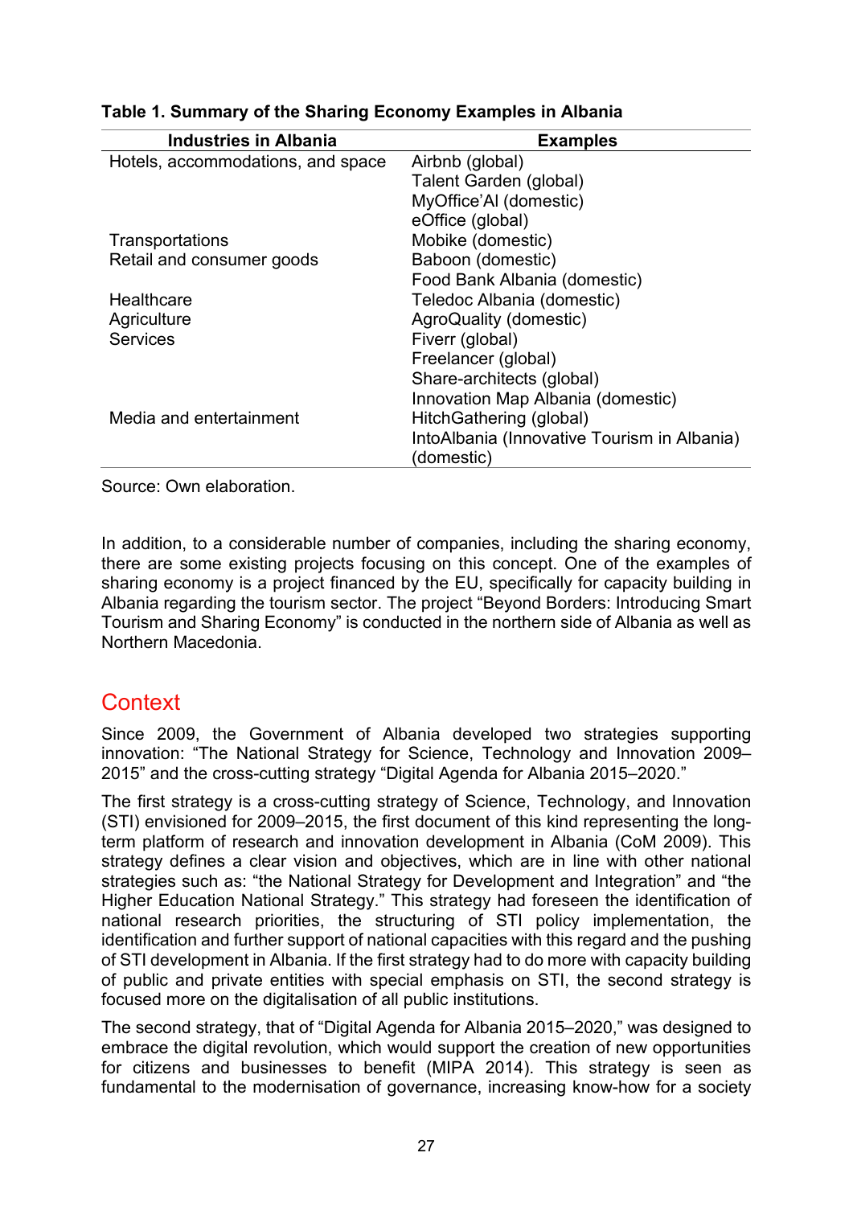**Table 1. Summary of the Sharing Economy Examples in Albania**

| Industries in Albania | Examples |
|---|---|
| Hotels, accommodations, and space | Airbnb (global) |
| | Talent Garden (global) |
| | MyOffice'Al (domestic) |
| | eOffice (global) |
| Transportations | Mobike (domestic) |
| Retail and consumer goods | Baboon (domestic) |
| | Food Bank Albania (domestic) |
| Healthcare | Teledoc Albania (domestic) |
| Agriculture | AgroQuality (domestic) |
| Services | Fiverr (global) |
| | Freelancer (global) |
| | Share-architects (global) |
| | Innovation Map Albania (domestic) |
| Media and entertainment | HitchGathering (global) |
| | IntoAlbania (Innovative Tourism in Albania) (domestic) |

Source: Own elaboration.

In addition, to a considerable number of companies, including the sharing economy, there are some existing projects focusing on this concept. One of the examples of sharing economy is a project financed by the EU, specifically for capacity building in Albania regarding the tourism sector. The project "Beyond Borders: Introducing Smart Tourism and Sharing Economy" is conducted in the northern side of Albania as well as Northern Macedonia.

## Context

Since 2009, the Government of Albania developed two strategies supporting innovation: "The National Strategy for Science, Technology and Innovation 2009–2015" and the cross-cutting strategy "Digital Agenda for Albania 2015–2020."

The first strategy is a cross-cutting strategy of Science, Technology, and Innovation (STI) envisioned for 2009–2015, the first document of this kind representing the long-term platform of research and innovation development in Albania (CoM 2009). This strategy defines a clear vision and objectives, which are in line with other national strategies such as: "the National Strategy for Development and Integration" and "the Higher Education National Strategy." This strategy had foreseen the identification of national research priorities, the structuring of STI policy implementation, the identification and further support of national capacities with this regard and the pushing of STI development in Albania. If the first strategy had to do more with capacity building of public and private entities with special emphasis on STI, the second strategy is focused more on the digitalisation of all public institutions.

The second strategy, that of "Digital Agenda for Albania 2015–2020," was designed to embrace the digital revolution, which would support the creation of new opportunities for citizens and businesses to benefit (MIPA 2014). This strategy is seen as fundamental to the modernisation of governance, increasing know-how for a society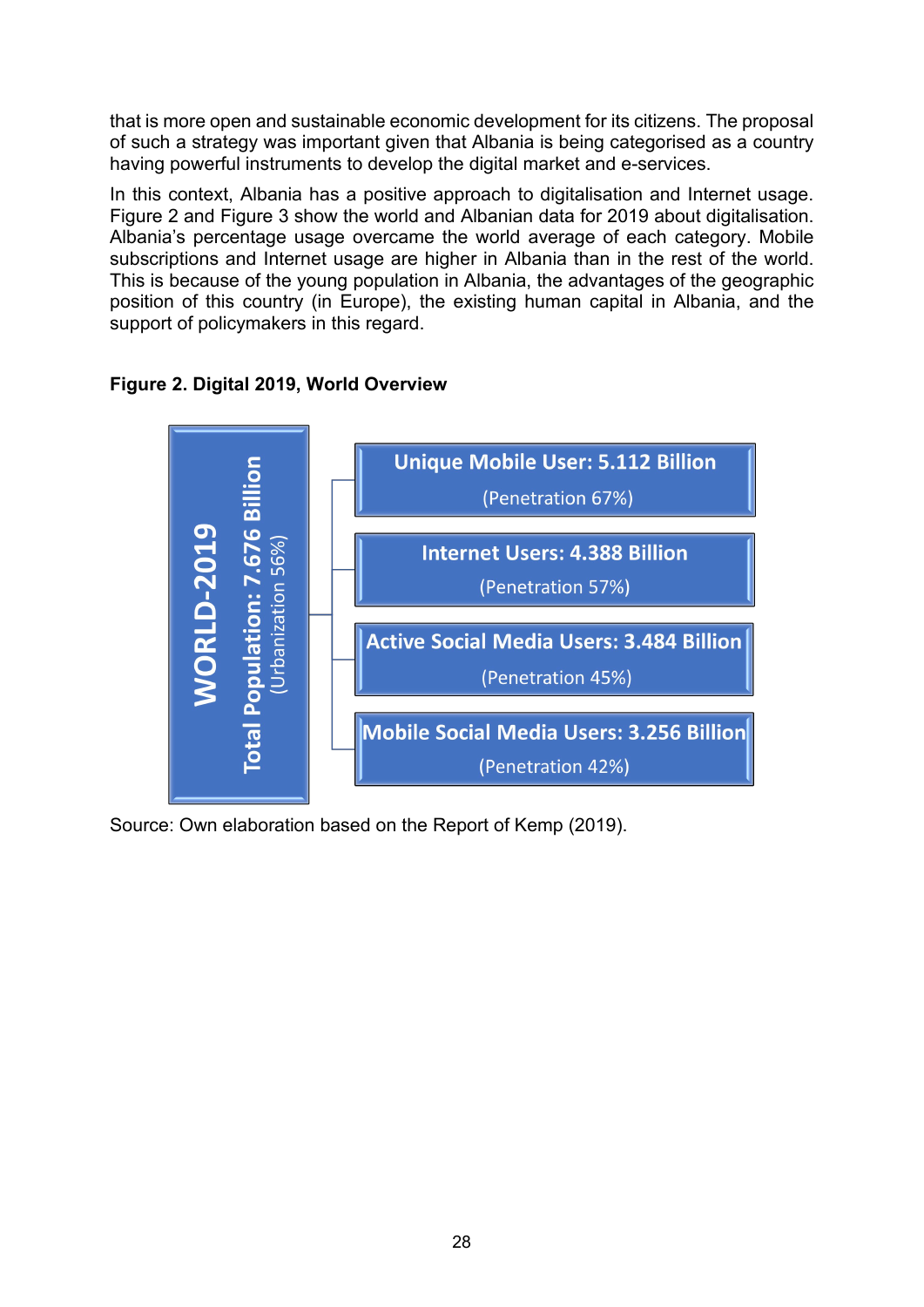that is more open and sustainable economic development for its citizens. The proposal of such a strategy was important given that Albania is being categorised as a country having powerful instruments to develop the digital market and e-services.

In this context, Albania has a positive approach to digitalisation and Internet usage. Figure 2 and Figure 3 show the world and Albanian data for 2019 about digitalisation. Albania's percentage usage overcame the world average of each category. Mobile subscriptions and Internet usage are higher in Albania than in the rest of the world. This is because of the young population in Albania, the advantages of the geographic position of this country (in Europe), the existing human capital in Albania, and the support of policymakers in this regard.

**Figure 2. Digital 2019, World Overview**

**WORLD-2019**
**Total Population: 7.676 Billion**
(Urbanization 56%)

- **Unique Mobile User: 5.112 Billion** (Penetration 67%)
- **Internet Users: 4.388 Billion** (Penetration 57%)
- **Active Social Media Users: 3.484 Billion** (Penetration 45%)
- **Mobile Social Media Users: 3.256 Billion** (Penetration 42%)

Source: Own elaboration based on the Report of Kemp (2019).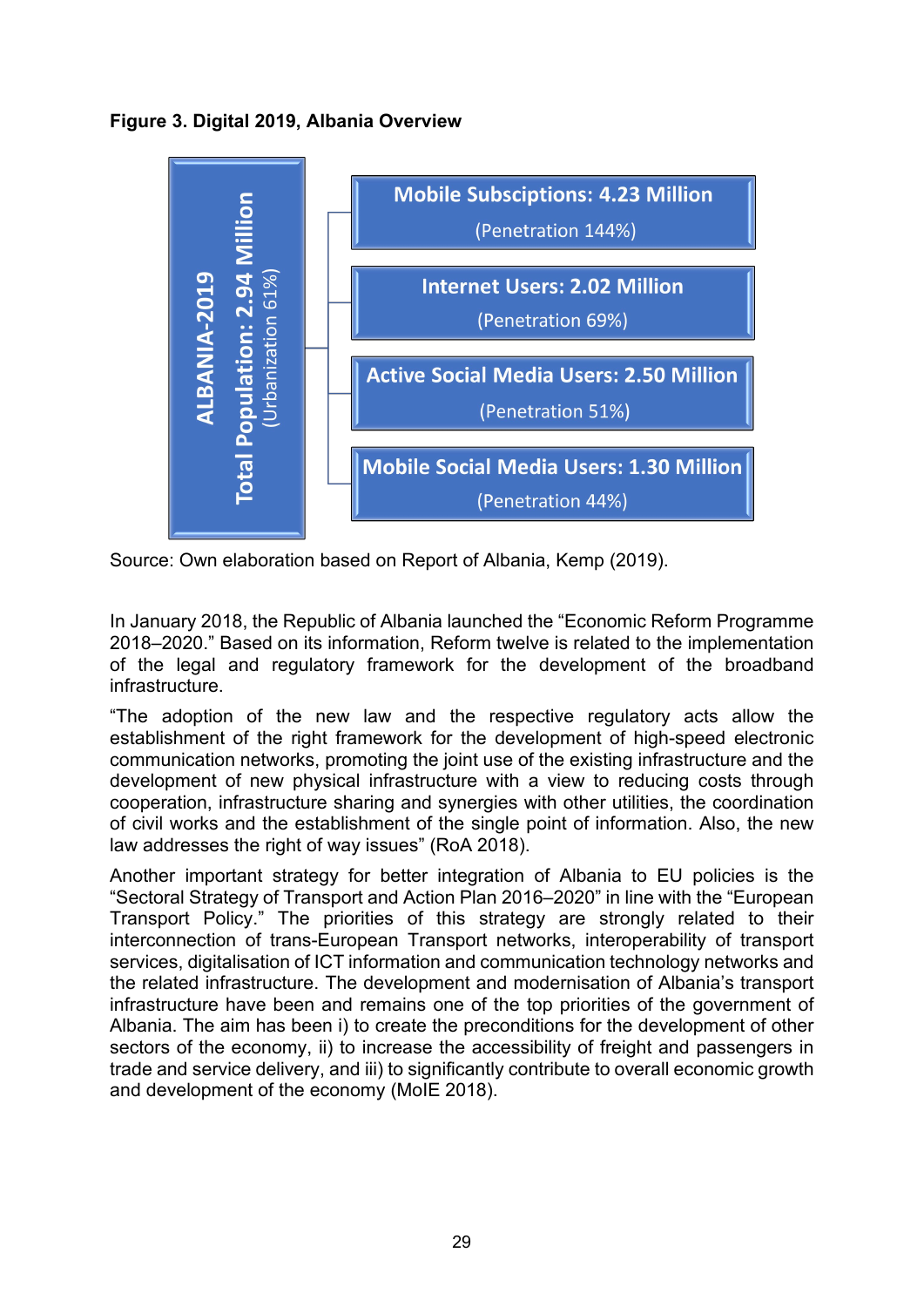**Figure 3. Digital 2019, Albania Overview**

**ALBANIA-2019**

**Total Population: 2.94 Million**
(Urbanization 61%)

- **Mobile Subsciptions: 4.23 Million** (Penetration 144%)
- **Internet Users: 2.02 Million** (Penetration 69%)
- **Active Social Media Users: 2.50 Million** (Penetration 51%)
- **Mobile Social Media Users: 1.30 Million** (Penetration 44%)

Source: Own elaboration based on Report of Albania, Kemp (2019).

In January 2018, the Republic of Albania launched the "Economic Reform Programme 2018–2020." Based on its information, Reform twelve is related to the implementation of the legal and regulatory framework for the development of the broadband infrastructure.

"The adoption of the new law and the respective regulatory acts allow the establishment of the right framework for the development of high-speed electronic communication networks, promoting the joint use of the existing infrastructure and the development of new physical infrastructure with a view to reducing costs through cooperation, infrastructure sharing and synergies with other utilities, the coordination of civil works and the establishment of the single point of information. Also, the new law addresses the right of way issues" (RoA 2018).

Another important strategy for better integration of Albania to EU policies is the "Sectoral Strategy of Transport and Action Plan 2016–2020" in line with the "European Transport Policy." The priorities of this strategy are strongly related to their interconnection of trans-European Transport networks, interoperability of transport services, digitalisation of ICT information and communication technology networks and the related infrastructure. The development and modernisation of Albania's transport infrastructure have been and remains one of the top priorities of the government of Albania. The aim has been i) to create the preconditions for the development of other sectors of the economy, ii) to increase the accessibility of freight and passengers in trade and service delivery, and iii) to significantly contribute to overall economic growth and development of the economy (MoIE 2018).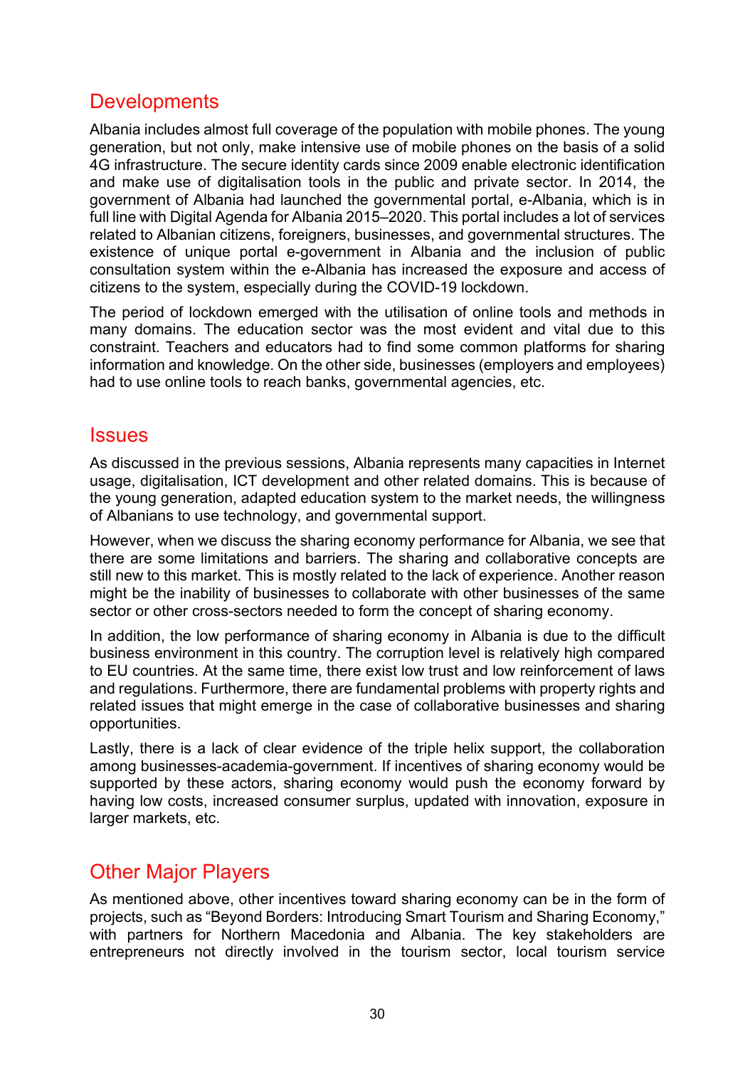## Developments

Albania includes almost full coverage of the population with mobile phones. The young generation, but not only, make intensive use of mobile phones on the basis of a solid 4G infrastructure. The secure identity cards since 2009 enable electronic identification and make use of digitalisation tools in the public and private sector. In 2014, the government of Albania had launched the governmental portal, e-Albania, which is in full line with Digital Agenda for Albania 2015–2020. This portal includes a lot of services related to Albanian citizens, foreigners, businesses, and governmental structures. The existence of unique portal e-government in Albania and the inclusion of public consultation system within the e-Albania has increased the exposure and access of citizens to the system, especially during the COVID-19 lockdown.

The period of lockdown emerged with the utilisation of online tools and methods in many domains. The education sector was the most evident and vital due to this constraint. Teachers and educators had to find some common platforms for sharing information and knowledge. On the other side, businesses (employers and employees) had to use online tools to reach banks, governmental agencies, etc.

## Issues

As discussed in the previous sessions, Albania represents many capacities in Internet usage, digitalisation, ICT development and other related domains. This is because of the young generation, adapted education system to the market needs, the willingness of Albanians to use technology, and governmental support.

However, when we discuss the sharing economy performance for Albania, we see that there are some limitations and barriers. The sharing and collaborative concepts are still new to this market. This is mostly related to the lack of experience. Another reason might be the inability of businesses to collaborate with other businesses of the same sector or other cross-sectors needed to form the concept of sharing economy.

In addition, the low performance of sharing economy in Albania is due to the difficult business environment in this country. The corruption level is relatively high compared to EU countries. At the same time, there exist low trust and low reinforcement of laws and regulations. Furthermore, there are fundamental problems with property rights and related issues that might emerge in the case of collaborative businesses and sharing opportunities.

Lastly, there is a lack of clear evidence of the triple helix support, the collaboration among businesses-academia-government. If incentives of sharing economy would be supported by these actors, sharing economy would push the economy forward by having low costs, increased consumer surplus, updated with innovation, exposure in larger markets, etc.

## Other Major Players

As mentioned above, other incentives toward sharing economy can be in the form of projects, such as "Beyond Borders: Introducing Smart Tourism and Sharing Economy," with partners for Northern Macedonia and Albania. The key stakeholders are entrepreneurs not directly involved in the tourism sector, local tourism service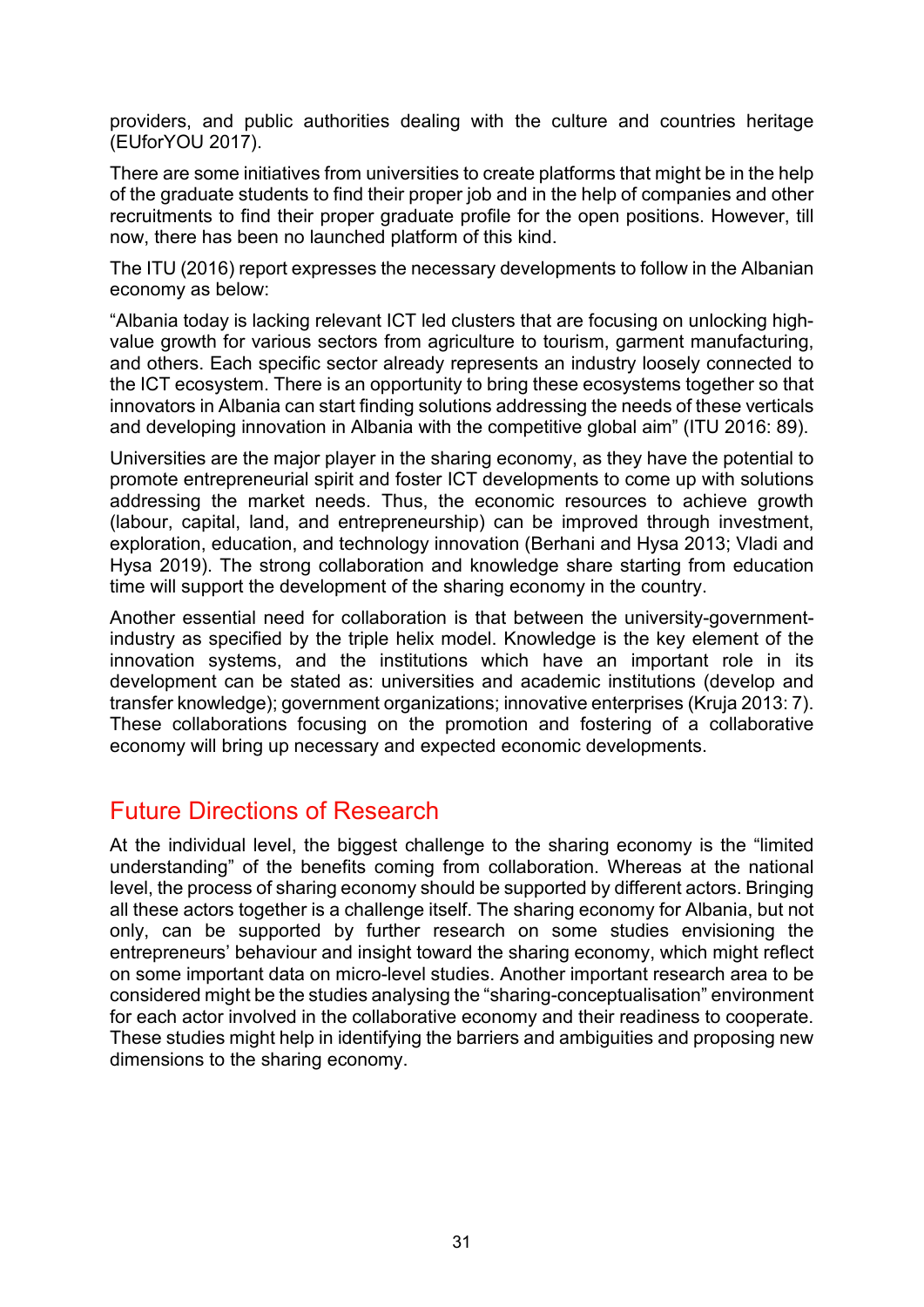providers, and public authorities dealing with the culture and countries heritage (EUforYOU 2017).

There are some initiatives from universities to create platforms that might be in the help of the graduate students to find their proper job and in the help of companies and other recruitments to find their proper graduate profile for the open positions. However, till now, there has been no launched platform of this kind.

The ITU (2016) report expresses the necessary developments to follow in the Albanian economy as below:

“Albania today is lacking relevant ICT led clusters that are focusing on unlocking high-value growth for various sectors from agriculture to tourism, garment manufacturing, and others. Each specific sector already represents an industry loosely connected to the ICT ecosystem. There is an opportunity to bring these ecosystems together so that innovators in Albania can start finding solutions addressing the needs of these verticals and developing innovation in Albania with the competitive global aim” (ITU 2016: 89).

Universities are the major player in the sharing economy, as they have the potential to promote entrepreneurial spirit and foster ICT developments to come up with solutions addressing the market needs. Thus, the economic resources to achieve growth (labour, capital, land, and entrepreneurship) can be improved through investment, exploration, education, and technology innovation (Berhani and Hysa 2013; Vladi and Hysa 2019). The strong collaboration and knowledge share starting from education time will support the development of the sharing economy in the country.

Another essential need for collaboration is that between the university-government-industry as specified by the triple helix model. Knowledge is the key element of the innovation systems, and the institutions which have an important role in its development can be stated as: universities and academic institutions (develop and transfer knowledge); government organizations; innovative enterprises (Kruja 2013: 7). These collaborations focusing on the promotion and fostering of a collaborative economy will bring up necessary and expected economic developments.

## Future Directions of Research

At the individual level, the biggest challenge to the sharing economy is the “limited understanding” of the benefits coming from collaboration. Whereas at the national level, the process of sharing economy should be supported by different actors. Bringing all these actors together is a challenge itself. The sharing economy for Albania, but not only, can be supported by further research on some studies envisioning the entrepreneurs’ behaviour and insight toward the sharing economy, which might reflect on some important data on micro-level studies. Another important research area to be considered might be the studies analysing the “sharing-conceptualisation” environment for each actor involved in the collaborative economy and their readiness to cooperate. These studies might help in identifying the barriers and ambiguities and proposing new dimensions to the sharing economy.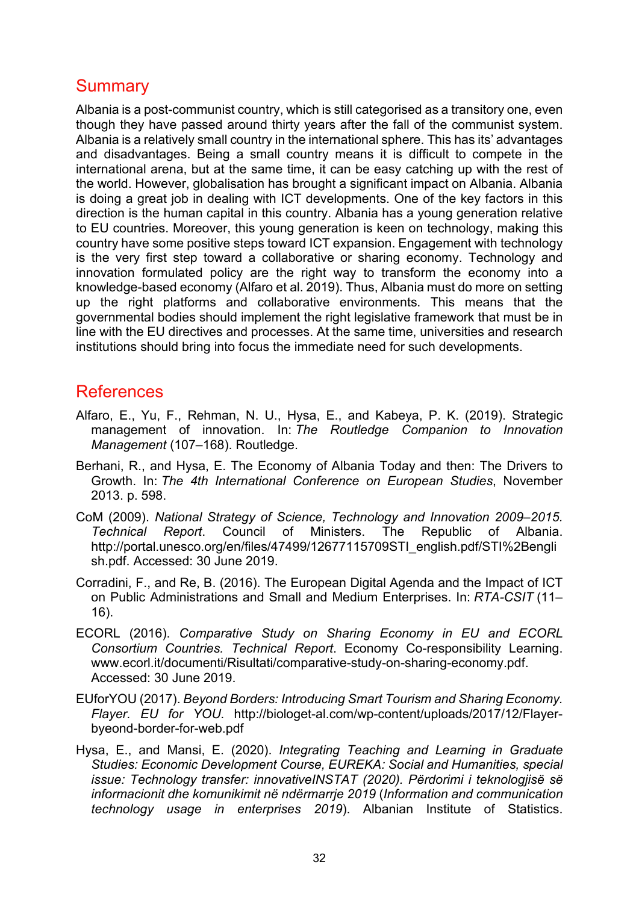## Summary

Albania is a post-communist country, which is still categorised as a transitory one, even though they have passed around thirty years after the fall of the communist system. Albania is a relatively small country in the international sphere. This has its' advantages and disadvantages. Being a small country means it is difficult to compete in the international arena, but at the same time, it can be easy catching up with the rest of the world. However, globalisation has brought a significant impact on Albania. Albania is doing a great job in dealing with ICT developments. One of the key factors in this direction is the human capital in this country. Albania has a young generation relative to EU countries. Moreover, this young generation is keen on technology, making this country have some positive steps toward ICT expansion. Engagement with technology is the very first step toward a collaborative or sharing economy. Technology and innovation formulated policy are the right way to transform the economy into a knowledge-based economy (Alfaro et al. 2019). Thus, Albania must do more on setting up the right platforms and collaborative environments. This means that the governmental bodies should implement the right legislative framework that must be in line with the EU directives and processes. At the same time, universities and research institutions should bring into focus the immediate need for such developments.

## References

Alfaro, E., Yu, F., Rehman, N. U., Hysa, E., and Kabeya, P. K. (2019). Strategic management of innovation. In: *The Routledge Companion to Innovation Management* (107–168). Routledge.

Berhani, R., and Hysa, E. The Economy of Albania Today and then: The Drivers to Growth. In: *The 4th International Conference on European Studies*, November 2013. p. 598.

CoM (2009). *National Strategy of Science, Technology and Innovation 2009–2015. Technical Report*. Council of Ministers. The Republic of Albania. http://portal.unesco.org/en/files/47499/12677115709STI_english.pdf/STI%2Benglish.pdf. Accessed: 30 June 2019.

Corradini, F., and Re, B. (2016). The European Digital Agenda and the Impact of ICT on Public Administrations and Small and Medium Enterprises. In: *RTA-CSIT* (11–16).

ECORL (2016). *Comparative Study on Sharing Economy in EU and ECORL Consortium Countries. Technical Report*. Economy Co-responsibility Learning. www.ecorl.it/documenti/Risultati/comparative-study-on-sharing-economy.pdf. Accessed: 30 June 2019.

EUforYOU (2017). *Beyond Borders: Introducing Smart Tourism and Sharing Economy. Flayer. EU for YOU*. http://biologet-al.com/wp-content/uploads/2017/12/Flayer-byeond-border-for-web.pdf

Hysa, E., and Mansi, E. (2020). *Integrating Teaching and Learning in Graduate Studies: Economic Development Course, EUREKA: Social and Humanities, special issue: Technology transfer: innovativeINSTAT (2020). Përdorimi i teknologjisë së informacionit dhe komunikimit në ndërmarrje 2019* (*Information and communication technology usage in enterprises 2019*). Albanian Institute of Statistics.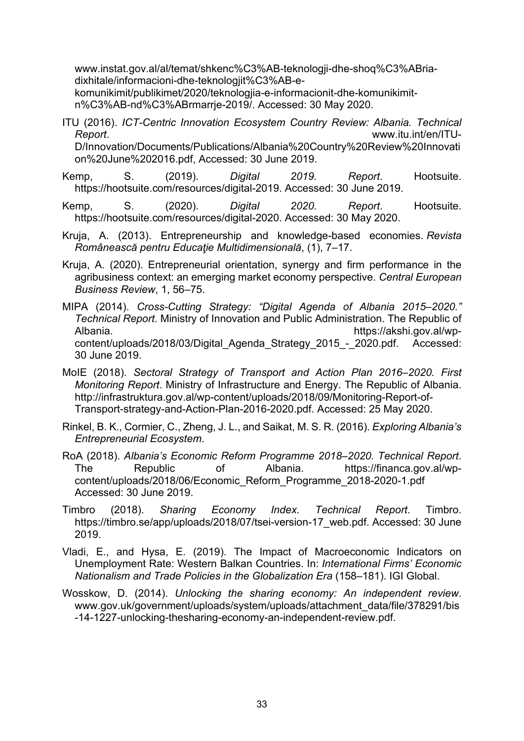www.instat.gov.al/al/temat/shkenc%C3%AB-teknologji-dhe-shoq%C3%ABria-dixhitale/informacioni-dhe-teknologjit%C3%AB-e-komunikimit/publikimet/2020/teknologjia-e-informacionit-dhe-komunikimit-n%C3%AB-nd%C3%ABrmarrje-2019/. Accessed: 30 May 2020.

ITU (2016). *ICT-Centric Innovation Ecosystem Country Review: Albania. Technical Report*. www.itu.int/en/ITU-D/Innovation/Documents/Publications/Albania%20Country%20Review%20Innovation%20June%202016.pdf, Accessed: 30 June 2019.

Kemp, S. (2019). *Digital 2019. Report*. Hootsuite. https://hootsuite.com/resources/digital-2019. Accessed: 30 June 2019.

Kemp, S. (2020). *Digital 2020. Report*. Hootsuite. https://hootsuite.com/resources/digital-2020. Accessed: 30 May 2020.

Kruja, A. (2013). Entrepreneurship and knowledge-based economies. *Revista Românească pentru Educaţie Multidimensională*, (1), 7–17.

Kruja, A. (2020). Entrepreneurial orientation, synergy and firm performance in the agribusiness context: an emerging market economy perspective. *Central European Business Review*, 1, 56–75.

MIPA (2014). *Cross-Cutting Strategy: "Digital Agenda of Albania 2015–2020." Technical Report*. Ministry of Innovation and Public Administration. The Republic of Albania. https://akshi.gov.al/wp-content/uploads/2018/03/Digital_Agenda_Strategy_2015_-_2020.pdf. Accessed: 30 June 2019.

MoIE (2018). *Sectoral Strategy of Transport and Action Plan 2016–2020. First Monitoring Report*. Ministry of Infrastructure and Energy. The Republic of Albania. http://infrastruktura.gov.al/wp-content/uploads/2018/09/Monitoring-Report-of-Transport-strategy-and-Action-Plan-2016-2020.pdf. Accessed: 25 May 2020.

Rinkel, B. K., Cormier, C., Zheng, J. L., and Saikat, M. S. R. (2016). *Exploring Albania's Entrepreneurial Ecosystem*.

RoA (2018). *Albania's Economic Reform Programme 2018–2020. Technical Report*. The Republic of Albania. https://financa.gov.al/wp-content/uploads/2018/06/Economic_Reform_Programme_2018-2020-1.pdf Accessed: 30 June 2019.

Timbro (2018). *Sharing Economy Index. Technical Report*. Timbro. https://timbro.se/app/uploads/2018/07/tsei-version-17_web.pdf. Accessed: 30 June 2019.

Vladi, E., and Hysa, E. (2019). The Impact of Macroeconomic Indicators on Unemployment Rate: Western Balkan Countries. In: *International Firms' Economic Nationalism and Trade Policies in the Globalization Era* (158–181). IGI Global.

Wosskow, D. (2014). *Unlocking the sharing economy: An independent review*. www.gov.uk/government/uploads/system/uploads/attachment_data/file/378291/bis-14-1227-unlocking-thesharing-economy-an-independent-review.pdf.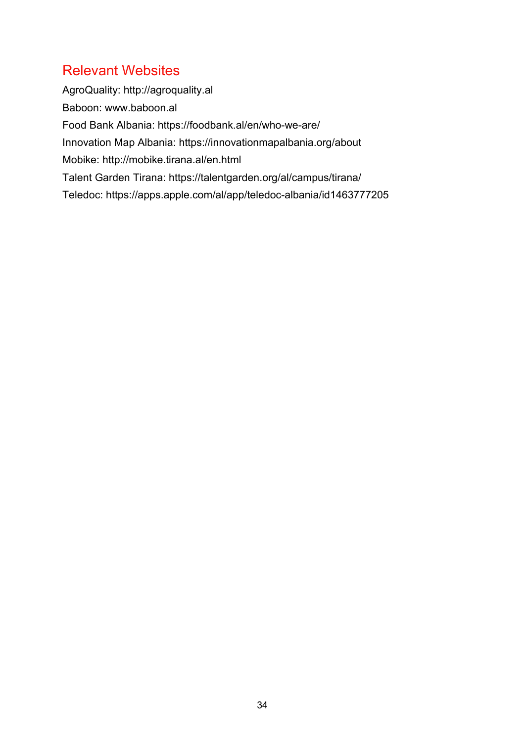## Relevant Websites

AgroQuality: http://agroquality.al

Baboon: www.baboon.al

Food Bank Albania: https://foodbank.al/en/who-we-are/

Innovation Map Albania: https://innovationmapalbania.org/about

Mobike: http://mobike.tirana.al/en.html

Talent Garden Tirana: https://talentgarden.org/al/campus/tirana/

Teledoc: https://apps.apple.com/al/app/teledoc-albania/id1463777205